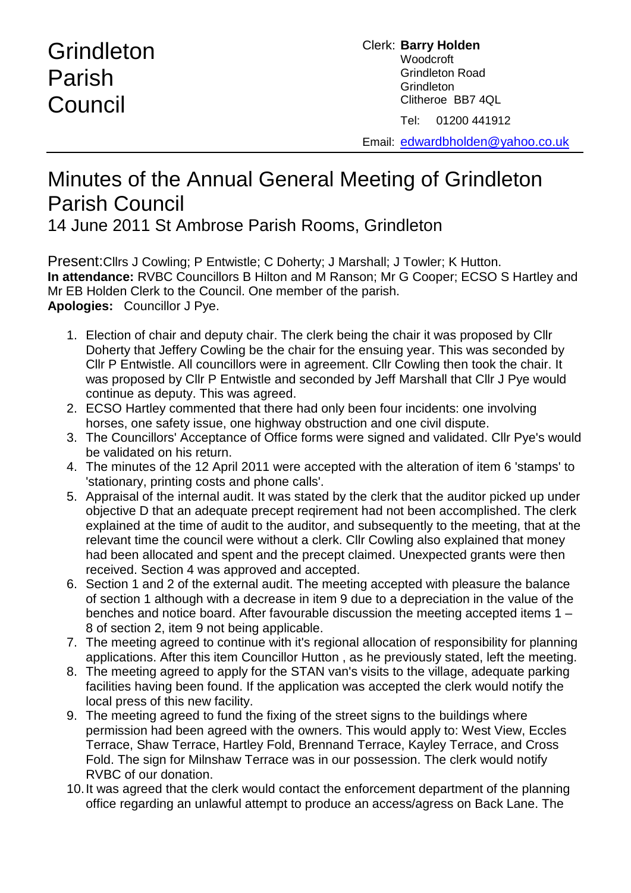# Grindleton Parish Council

Clerk: **Barry Holden**
Woodcroft
Grindleton Road
Grindleton
Clitheroe BB7 4QL

Tel: 01200 441912

Email: edwardbholden@yahoo.co.uk

# Minutes of the Annual General Meeting of Grindleton Parish Council

## 14 June 2011 St Ambrose Parish Rooms, Grindleton

Present: Cllrs J Cowling; P Entwistle; C Doherty; J Marshall; J Towler; K Hutton.
**In attendance:** RVBC Councillors B Hilton and M Ranson; Mr G Cooper; ECSO S Hartley and Mr EB Holden Clerk to the Council. One member of the parish.
**Apologies:** Councillor J Pye.

1. Election of chair and deputy chair. The clerk being the chair it was proposed by Cllr Doherty that Jeffery Cowling be the chair for the ensuing year. This was seconded by Cllr P Entwistle. All councillors were in agreement. Cllr Cowling then took the chair. It was proposed by Cllr P Entwistle and seconded by Jeff Marshall that Cllr J Pye would continue as deputy. This was agreed.
2. ECSO Hartley commented that there had only been four incidents: one involving horses, one safety issue, one highway obstruction and one civil dispute.
3. The Councillors' Acceptance of Office forms were signed and validated. Cllr Pye's would be validated on his return.
4. The minutes of the 12 April 2011 were accepted with the alteration of item 6 'stamps' to 'stationary, printing costs and phone calls'.
5. Appraisal of the internal audit. It was stated by the clerk that the auditor picked up under objective D that an adequate precept reqirement had not been accomplished. The clerk explained at the time of audit to the auditor, and subsequently to the meeting, that at the relevant time the council were without a clerk. Cllr Cowling also explained that money had been allocated and spent and the precept claimed. Unexpected grants were then received. Section 4 was approved and accepted.
6. Section 1 and 2 of the external audit. The meeting accepted with pleasure the balance of section 1 although with a decrease in item 9 due to a depreciation in the value of the benches and notice board. After favourable discussion the meeting accepted items 1 – 8 of section 2, item 9 not being applicable.
7. The meeting agreed to continue with it's regional allocation of responsibility for planning applications. After this item Councillor Hutton , as he previously stated, left the meeting.
8. The meeting agreed to apply for the STAN van's visits to the village, adequate parking facilities having been found. If the application was accepted the clerk would notify the local press of this new facility.
9. The meeting agreed to fund the fixing of the street signs to the buildings where permission had been agreed with the owners. This would apply to: West View, Eccles Terrace, Shaw Terrace, Hartley Fold, Brennand Terrace, Kayley Terrace, and Cross Fold. The sign for Milnshaw Terrace was in our possession. The clerk would notify RVBC of our donation.
10. It was agreed that the clerk would contact the enforcement department of the planning office regarding an unlawful attempt to produce an access/agress on Back Lane. The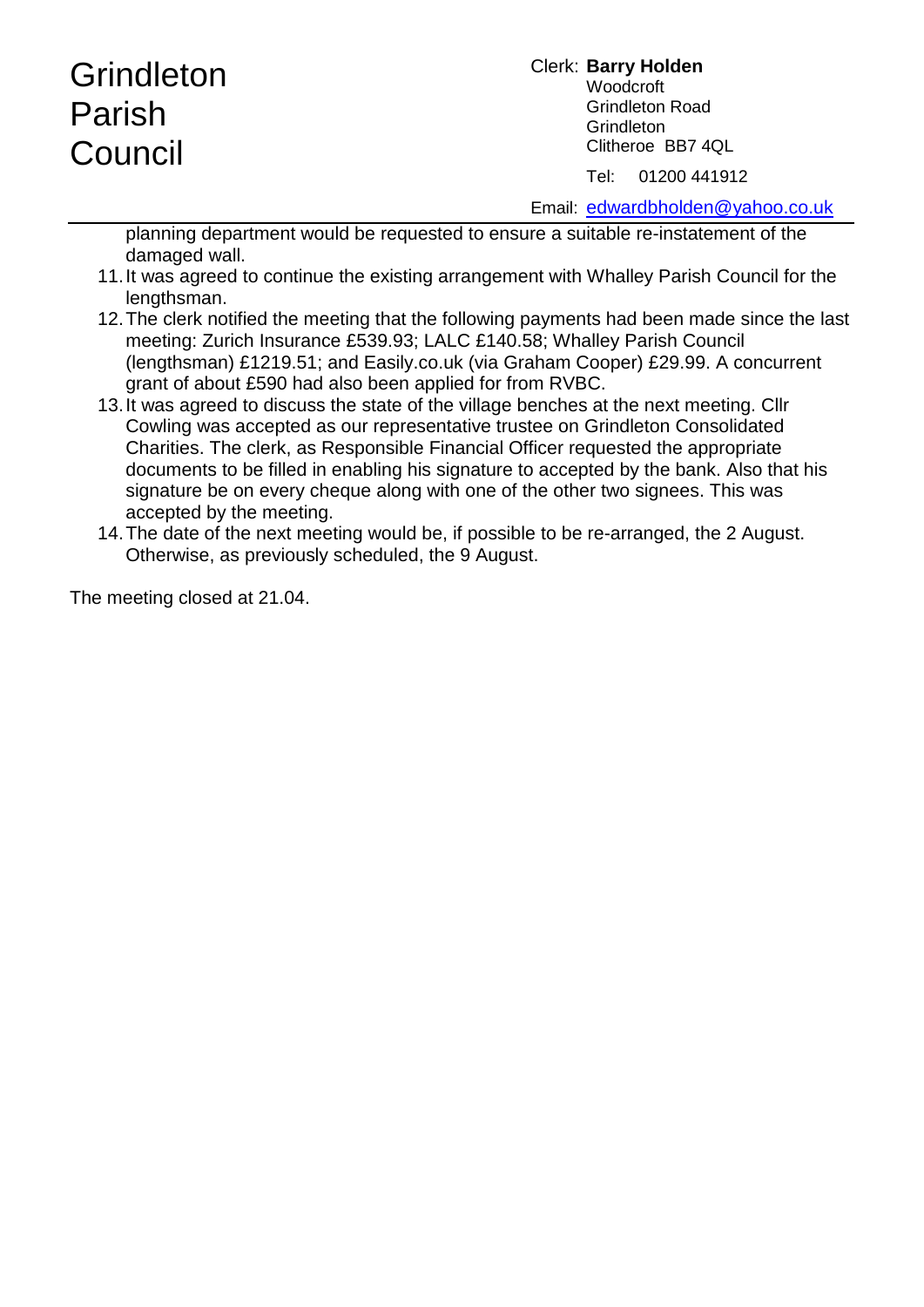planning department would be requested to ensure a suitable re-instatement of the damaged wall.

11. It was agreed to continue the existing arrangement with Whalley Parish Council for the lengthsman.
12. The clerk notified the meeting that the following payments had been made since the last meeting: Zurich Insurance £539.93; LALC £140.58; Whalley Parish Council (lengthsman) £1219.51; and Easily.co.uk (via Graham Cooper) £29.99. A concurrent grant of about £590 had also been applied for from RVBC.
13. It was agreed to discuss the state of the village benches at the next meeting. Cllr Cowling was accepted as our representative trustee on Grindleton Consolidated Charities. The clerk, as Responsible Financial Officer requested the appropriate documents to be filled in enabling his signature to accepted by the bank. Also that his signature be on every cheque along with one of the other two signees. This was accepted by the meeting.
14. The date of the next meeting would be, if possible to be re-arranged, the 2 August. Otherwise, as previously scheduled, the 9 August.

The meeting closed at 21.04.